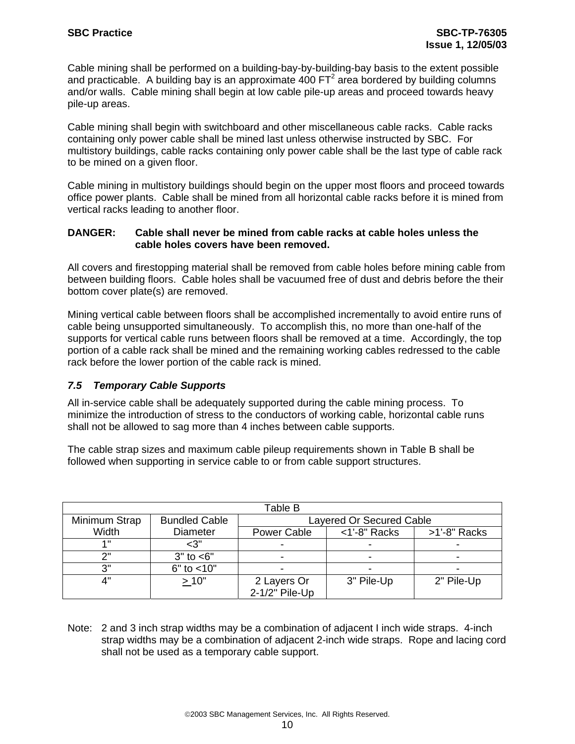Cable mining shall be performed on a building-bay-by-building-bay basis to the extent possible and practicable. A building bay is an approximate 400 $FT^2$ area bordered by building columns and/or walls. Cable mining shall begin at low cable pile-up areas and proceed towards heavy pile-up areas.

Cable mining shall begin with switchboard and other miscellaneous cable racks. Cable racks containing only power cable shall be mined last unless otherwise instructed by SBC. For multistory buildings, cable racks containing only power cable shall be the last type of cable rack to be mined on a given floor.

Cable mining in multistory buildings should begin on the upper most floors and proceed towards office power plants. Cable shall be mined from all horizontal cable racks before it is mined from vertical racks leading to another floor.

**DANGER: Cable shall never be mined from cable racks at cable holes unless the cable holes covers have been removed.**

All covers and firestopping material shall be removed from cable holes before mining cable from between building floors. Cable holes shall be vacuumed free of dust and debris before the their bottom cover plate(s) are removed.

Mining vertical cable between floors shall be accomplished incrementally to avoid entire runs of cable being unsupported simultaneously. To accomplish this, no more than one-half of the supports for vertical cable runs between floors shall be removed at a time. Accordingly, the top portion of a cable rack shall be mined and the remaining working cables redressed to the cable rack before the lower portion of the cable rack is mined.

### *7.5 Temporary Cable Supports*

All in-service cable shall be adequately supported during the cable mining process. To minimize the introduction of stress to the conductors of working cable, horizontal cable runs shall not be allowed to sag more than 4 inches between cable supports.

The cable strap sizes and maximum cable pileup requirements shown in Table B shall be followed when supporting in service cable to or from cable support structures.

Table B

| Minimum Strap Width | Bundled Cable Diameter | Layered Or Secured Cable | | |
|---|---|---|---|---|
| | | Power Cable | <1'-8" Racks | >1'-8" Racks |
| 1" | <3" | - | - | - |
| 2" | 3" to <6" | - | - | - |
| 3" | 6" to <10" | - | - | - |
| 4" | ≥ 10" | 2 Layers Or 2-1/2" Pile-Up | 3" Pile-Up | 2" Pile-Up |

Note: 2 and 3 inch strap widths may be a combination of adjacent I inch wide straps. 4-inch strap widths may be a combination of adjacent 2-inch wide straps. Rope and lacing cord shall not be used as a temporary cable support.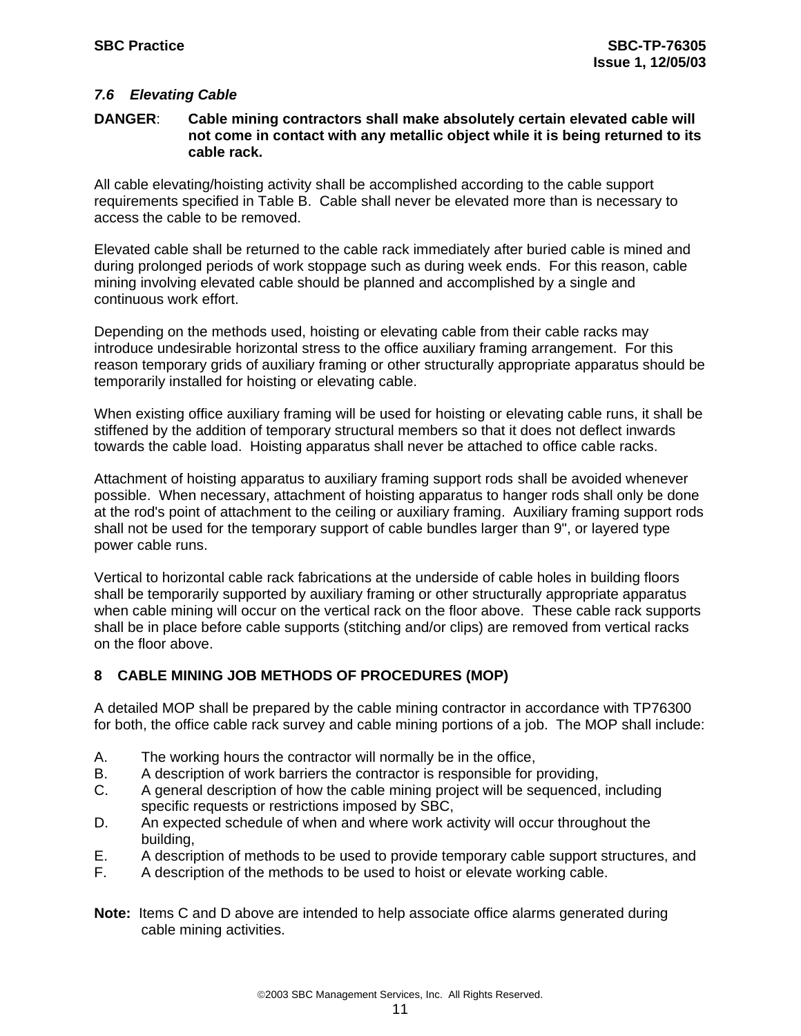### *7.6 Elevating Cable*

**DANGER**: **Cable mining contractors shall make absolutely certain elevated cable will not come in contact with any metallic object while it is being returned to its cable rack.**

All cable elevating/hoisting activity shall be accomplished according to the cable support requirements specified in Table B. Cable shall never be elevated more than is necessary to access the cable to be removed.

Elevated cable shall be returned to the cable rack immediately after buried cable is mined and during prolonged periods of work stoppage such as during week ends. For this reason, cable mining involving elevated cable should be planned and accomplished by a single and continuous work effort.

Depending on the methods used, hoisting or elevating cable from their cable racks may introduce undesirable horizontal stress to the office auxiliary framing arrangement. For this reason temporary grids of auxiliary framing or other structurally appropriate apparatus should be temporarily installed for hoisting or elevating cable.

When existing office auxiliary framing will be used for hoisting or elevating cable runs, it shall be stiffened by the addition of temporary structural members so that it does not deflect inwards towards the cable load. Hoisting apparatus shall never be attached to office cable racks.

Attachment of hoisting apparatus to auxiliary framing support rods shall be avoided whenever possible. When necessary, attachment of hoisting apparatus to hanger rods shall only be done at the rod's point of attachment to the ceiling or auxiliary framing. Auxiliary framing support rods shall not be used for the temporary support of cable bundles larger than 9", or layered type power cable runs.

Vertical to horizontal cable rack fabrications at the underside of cable holes in building floors shall be temporarily supported by auxiliary framing or other structurally appropriate apparatus when cable mining will occur on the vertical rack on the floor above. These cable rack supports shall be in place before cable supports (stitching and/or clips) are removed from vertical racks on the floor above.

## 8 CABLE MINING JOB METHODS OF PROCEDURES (MOP)

A detailed MOP shall be prepared by the cable mining contractor in accordance with TP76300 for both, the office cable rack survey and cable mining portions of a job. The MOP shall include:

A. The working hours the contractor will normally be in the office,
B. A description of work barriers the contractor is responsible for providing,
C. A general description of how the cable mining project will be sequenced, including specific requests or restrictions imposed by SBC,
D. An expected schedule of when and where work activity will occur throughout the building,
E. A description of methods to be used to provide temporary cable support structures, and
F. A description of the methods to be used to hoist or elevate working cable.

**Note:** Items C and D above are intended to help associate office alarms generated during cable mining activities.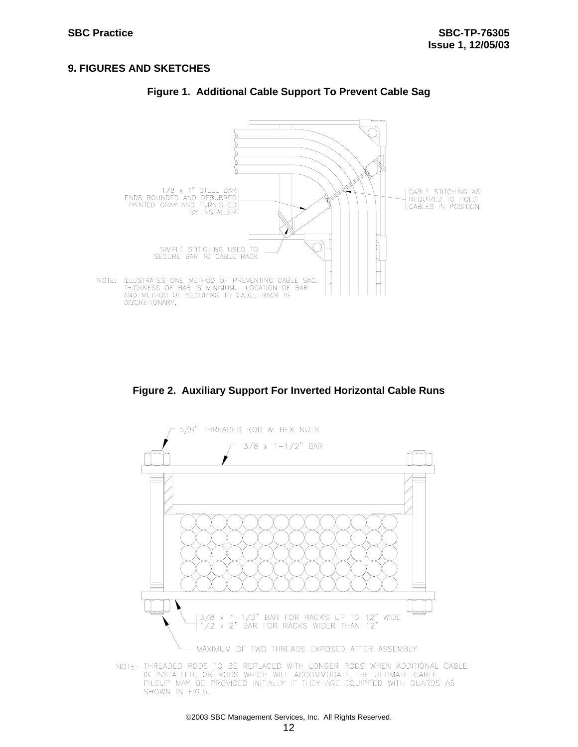## 9. FIGURES AND SKETCHES

**Figure 1. Additional Cable Support To Prevent Cable Sag**

1/8 x 1" STEEL BAR ENDS ROUNDED AND DEBURRED PAINTED GRAY AND FURNISHED BY INSTALLER

CABLE STITCHING AS REQUIRED TO HOLD CABLES IN POSITION

SIMPLE STITICHING USED TO SECURE BAR TO CABLE RACK

NOTE: ILLUSTRATES ONE METHOD OF PREVENTING CABLE SAG. THICKNESS OF BAR IS MINIMUM. LOCATION OF BAR AND METHOD OF SECURING TO CABLE RACK IS DISCRETIONARY.

**Figure 2. Auxiliary Support For Inverted Horizontal Cable Runs**

5/8" THREADED ROD & HEX NUTS

3/8 x 1-1/2" BAR

3/8 x 1-1/2" BAR FOR RACKS UP TO 12" WIDE
1/2 x 2" BAR FOR RACKS WIDER THAN 12"

MAXIMUM OF TWO THREADS EXPOSED AFTER ASSEMBLY

NOTE: THREADED RODS TO BE REPLACED WITH LONGER RODS WHEN ADDITIONAL CABLE IS INSTALLED, OR RODS WHICH WILL ACCOMMODATE THE ULTIMATE CABLE PILEUP MAY BE PROVIDED INITIALLY IF THEY ARE EQUIPPED WITH GUARDS AS SHOWN IN FIG.5.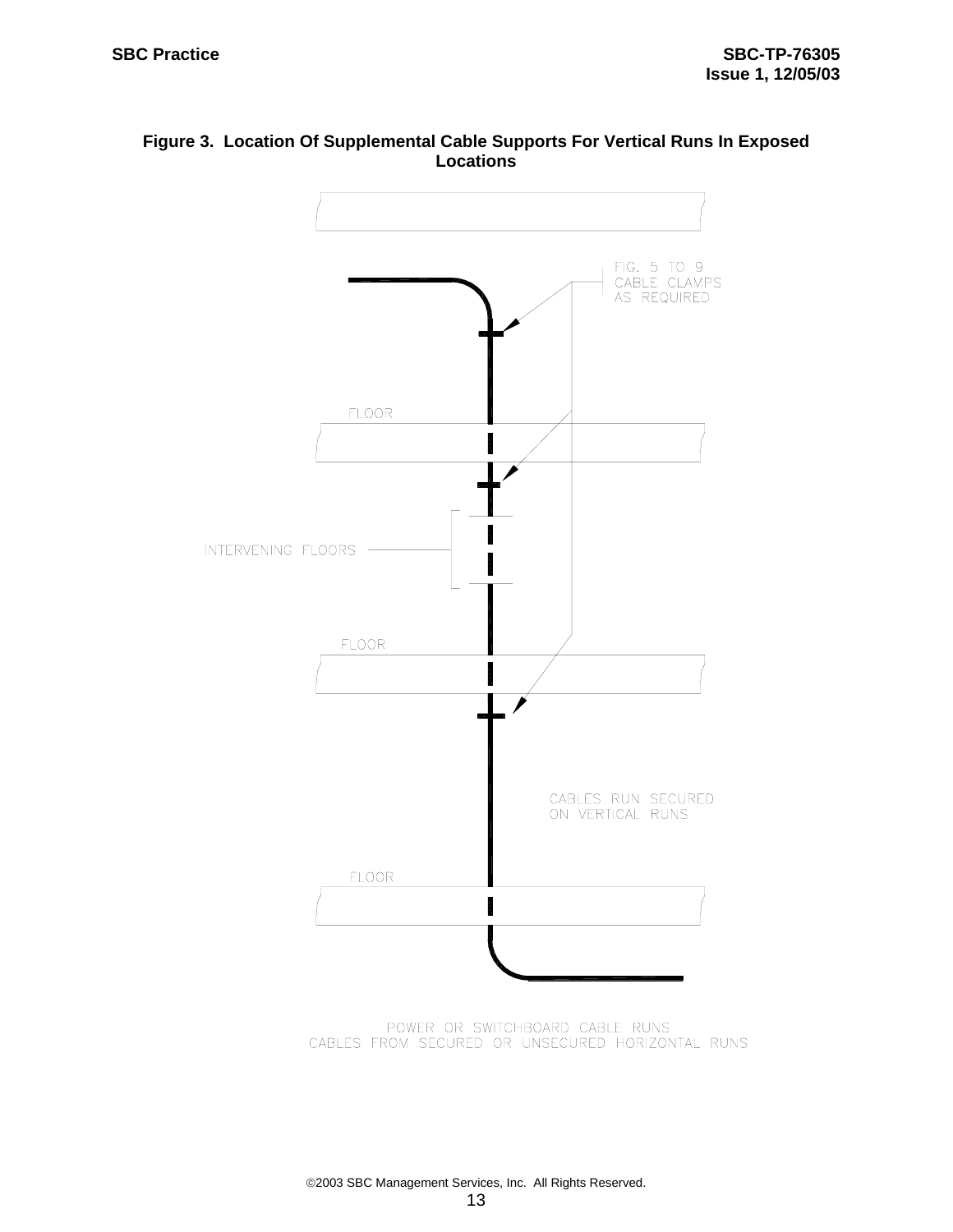**Figure 3. Location Of Supplemental Cable Supports For Vertical Runs In Exposed Locations**

FIG. 5 TO 9 CABLE CLAMPS AS REQUIRED

FLOOR

INTERVENING FLOORS

FLOOR

CABLES RUN SECURED ON VERTICAL RUNS

FLOOR

POWER OR SWITCHBOARD CABLE RUNS
CABLES FROM SECURED OR UNSECURED HORIZONTAL RUNS

©2003 SBC Management Services, Inc. All Rights Reserved.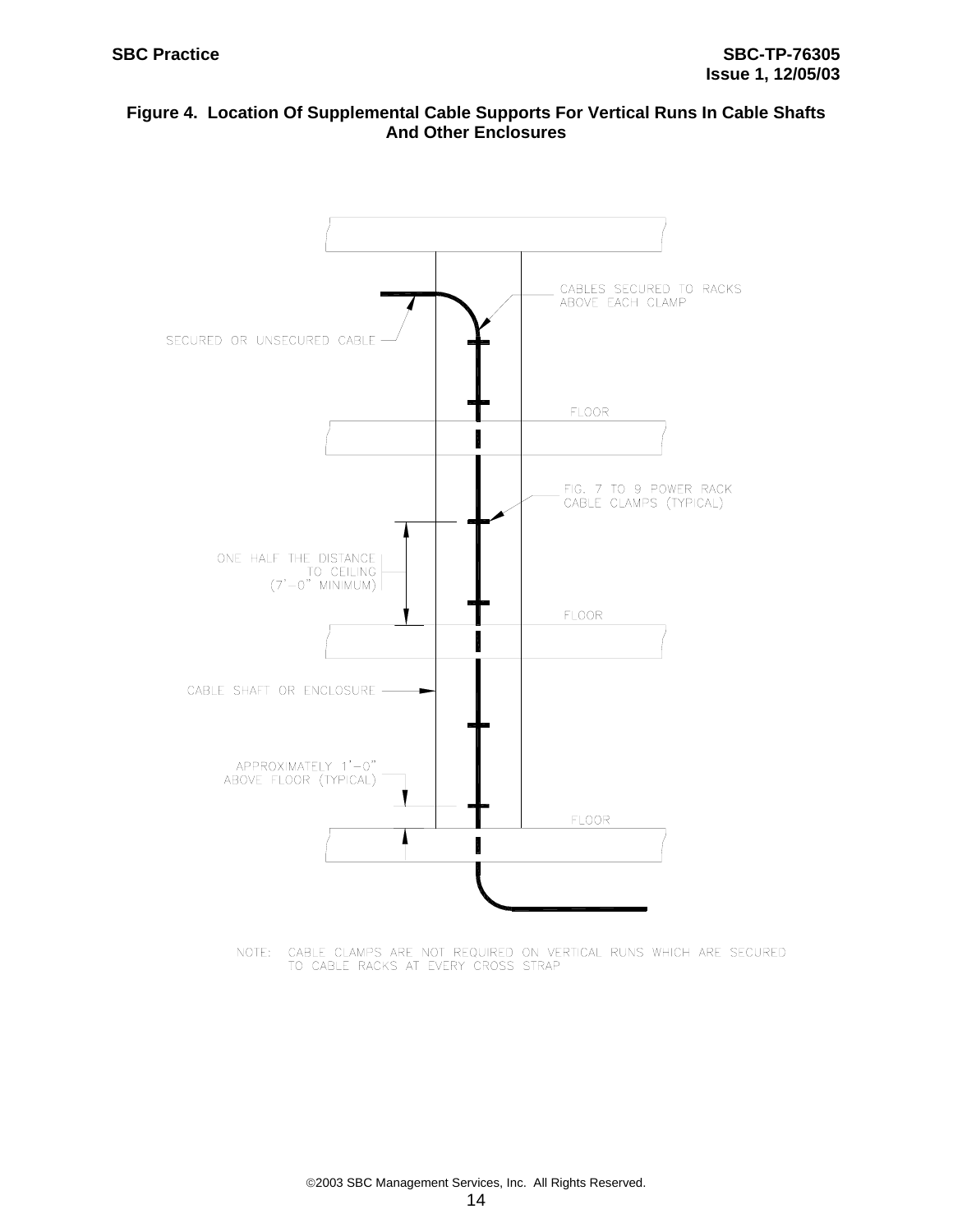**Figure 4. Location Of Supplemental Cable Supports For Vertical Runs In Cable Shafts And Other Enclosures**

CABLES SECURED TO RACKS ABOVE EACH CLAMP

SECURED OR UNSECURED CABLE

FLOOR

FIG. 7 TO 9 POWER RACK CABLE CLAMPS (TYPICAL)

ONE HALF THE DISTANCE TO CEILING (7'-0" MINIMUM)

FLOOR

CABLE SHAFT OR ENCLOSURE

APPROXIMATELY 1'-0" ABOVE FLOOR (TYPICAL)

FLOOR

NOTE: CABLE CLAMPS ARE NOT REQUIRED ON VERTICAL RUNS WHICH ARE SECURED TO CABLE RACKS AT EVERY CROSS STRAP

©2003 SBC Management Services, Inc. All Rights Reserved.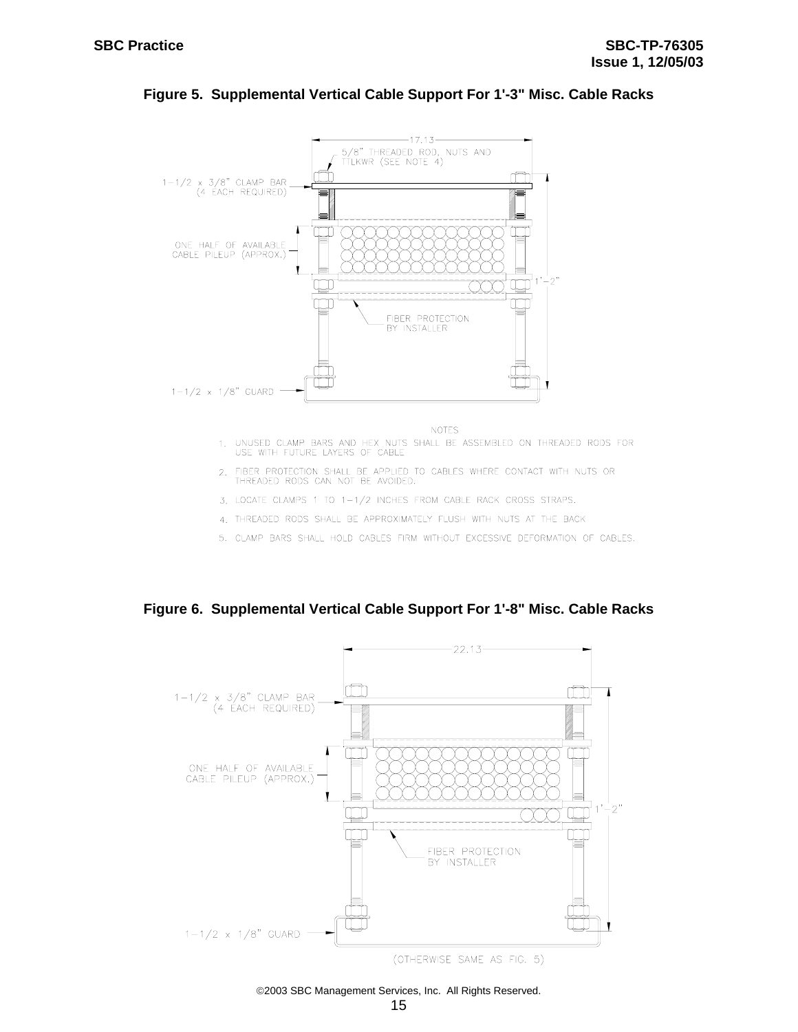**Figure 5. Supplemental Vertical Cable Support For 1'-3" Misc. Cable Racks**

17.13

5/8" THREADED ROD, NUTS AND TTLKWR (SEE NOTE 4)

1-1/2 x 3/8" CLAMP BAR (4 EACH REQUIRED)

ONE HALF OF AVAILABLE CABLE PILEUP (APPROX.)

1'-2"

FIBER PROTECTION BY INSTALLER

1-1/2 x 1/8" GUARD

NOTES

1. UNUSED CLAMP BARS AND HEX NUTS SHALL BE ASSEMBLED ON THREADED RODS FOR USE WITH FUTURE LAYERS OF CABLE.
2. FIBER PROTECTION SHALL BE APPLIED TO CABLES WHERE CONTACT WITH NUTS OR THREADED RODS CAN NOT BE AVOIDED.
3. LOCATE CLAMPS 1 TO 1-1/2 INCHES FROM CABLE RACK CROSS STRAPS.
4. THREADED RODS SHALL BE APPROXIMATELY FLUSH WITH NUTS AT THE BACK.
5. CLAMP BARS SHALL HOLD CABLES FIRM WITHOUT EXCESSIVE DEFORMATION OF CABLES.

**Figure 6. Supplemental Vertical Cable Support For 1'-8" Misc. Cable Racks**

22.13

1-1/2 x 3/8" CLAMP BAR (4 EACH REQUIRED)

ONE HALF OF AVAILABLE CABLE PILEUP (APPROX.)

1'-2"

FIBER PROTECTION BY INSTALLER

1-1/2 x 1/8" GUARD

(OTHERWISE SAME AS FIG. 5)

©2003 SBC Management Services, Inc. All Rights Reserved.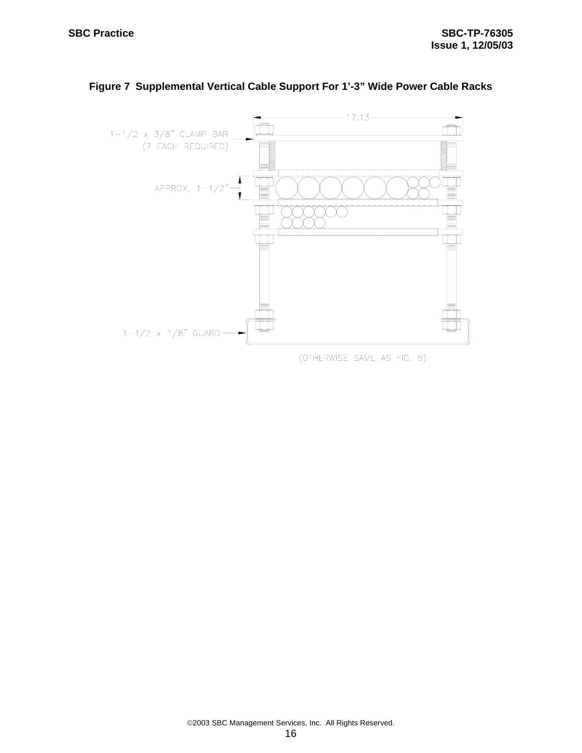**Figure 7 Supplemental Vertical Cable Support For 1'-3" Wide Power Cable Racks**

17.13

1-1/2 x 3/8" CLAMP BAR
(7 EACH REQUIRED)

APPROX. 1-1/2"

1-1/2 x 1/8" GUARD

(OTHERWISE SAME AS FIG. 5)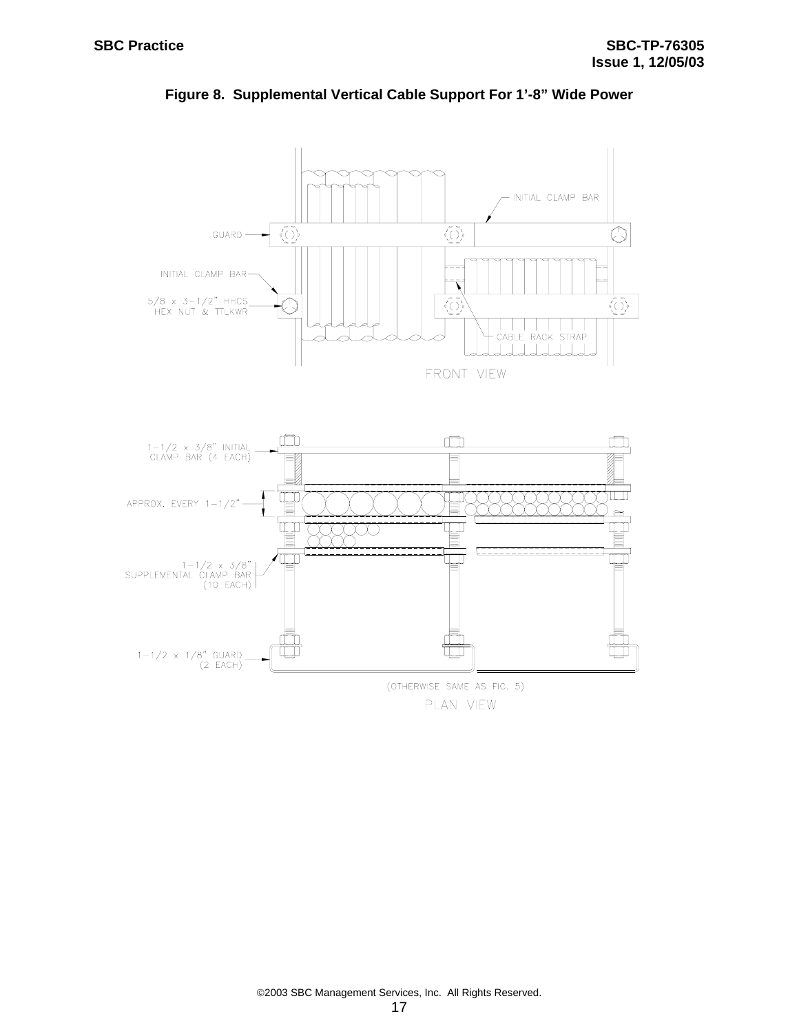**Figure 8. Supplemental Vertical Cable Support For 1'-8" Wide Power**

INITIAL CLAMP BAR

GUARD

INITIAL CLAMP BAR

5/8 x 3-1/2" HHCS
HEX NUT & TTLKWR

CABLE RACK STRAP

FRONT VIEW

1-1/2 x 3/8" INITIAL
CLAMP BAR (4 EACH)

APPROX. EVERY 1-1/2"

1-1/2 x 3/8"
SUPPLEMENTAL CLAMP BAR
(10 EACH)

1-1/2 x 1/8" GUARD
(2 EACH)

(OTHERWISE SAME AS FIG. 5)

PLAN VIEW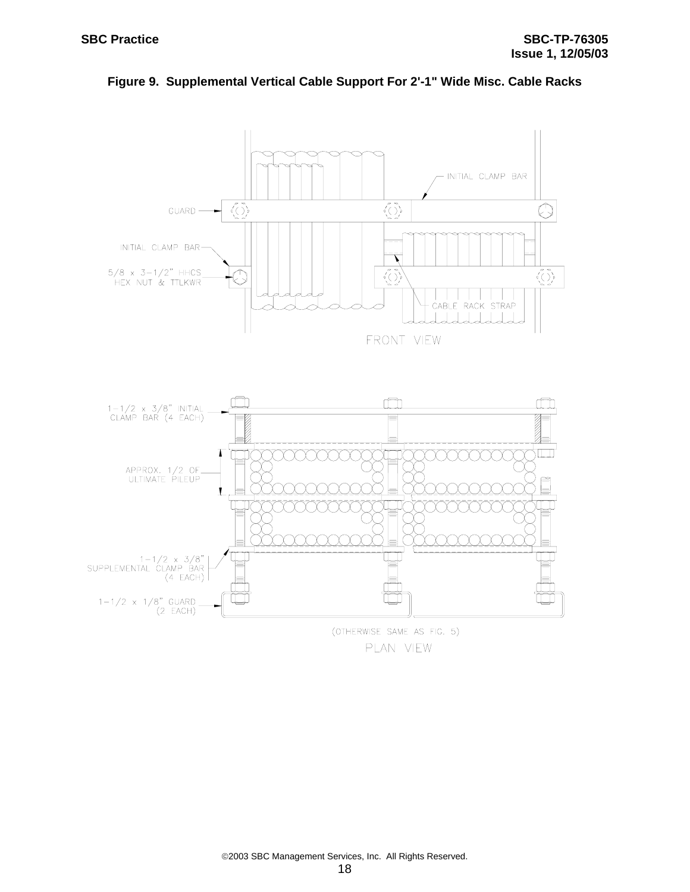**Figure 9. Supplemental Vertical Cable Support For 2'-1" Wide Misc. Cable Racks**

INITIAL CLAMP BAR

GUARD

INITIAL CLAMP BAR

5/8 x 3-1/2" HHCS
HEX NUT & TTLKWR

CABLE RACK STRAP

FRONT VIEW

1-1/2 x 3/8" INITIAL
CLAMP BAR (4 EACH)

APPROX. 1/2 OF
ULTIMATE PILEUP

1-1/2 x 3/8"
SUPPLEMENTAL CLAMP BAR
(4 EACH)

1-1/2 x 1/8" GUARD
(2 EACH)

(OTHERWISE SAME AS FIG. 5)

PLAN VIEW

©2003 SBC Management Services, Inc. All Rights Reserved.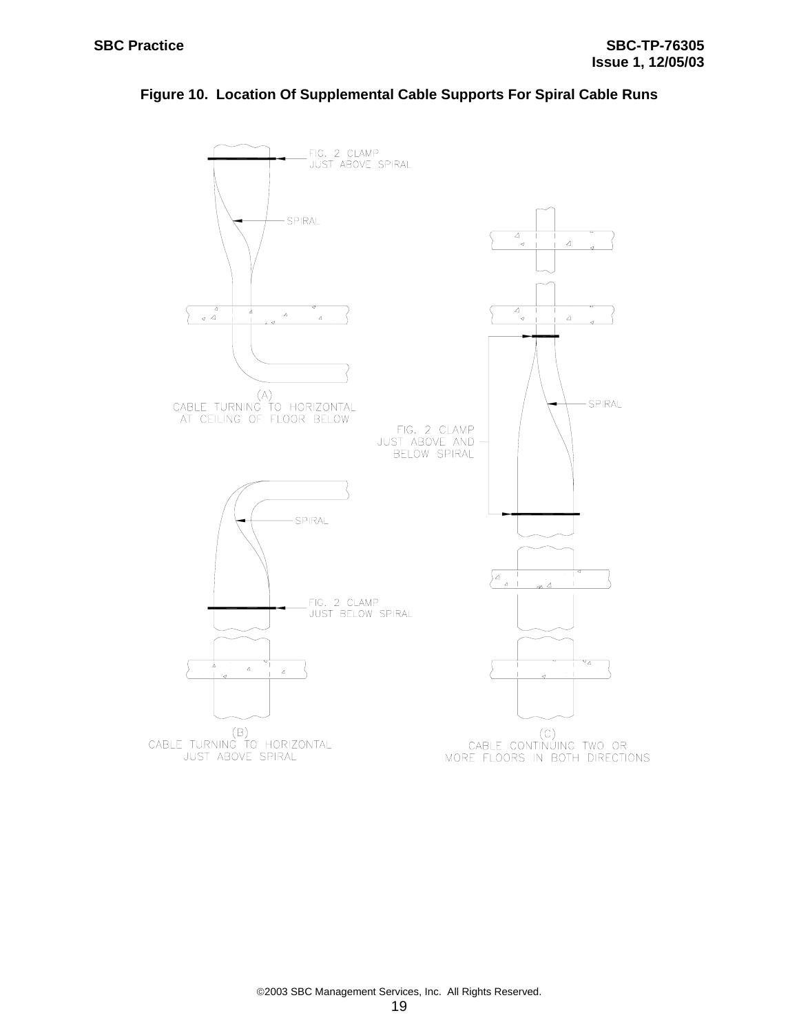**Figure 10. Location Of Supplemental Cable Supports For Spiral Cable Runs**

FIG. 2 CLAMP JUST ABOVE SPIRAL

SPIRAL

(A) CABLE TURNING TO HORIZONTAL AT CEILING OF FLOOR BELOW

SPIRAL

FIG. 2 CLAMP JUST BELOW SPIRAL

(B) CABLE TURNING TO HORIZONTAL JUST ABOVE SPIRAL

SPIRAL

FIG. 2 CLAMP JUST ABOVE AND BELOW SPIRAL

(C) CABLE CONTINUING TWO OR MORE FLOORS IN BOTH DIRECTIONS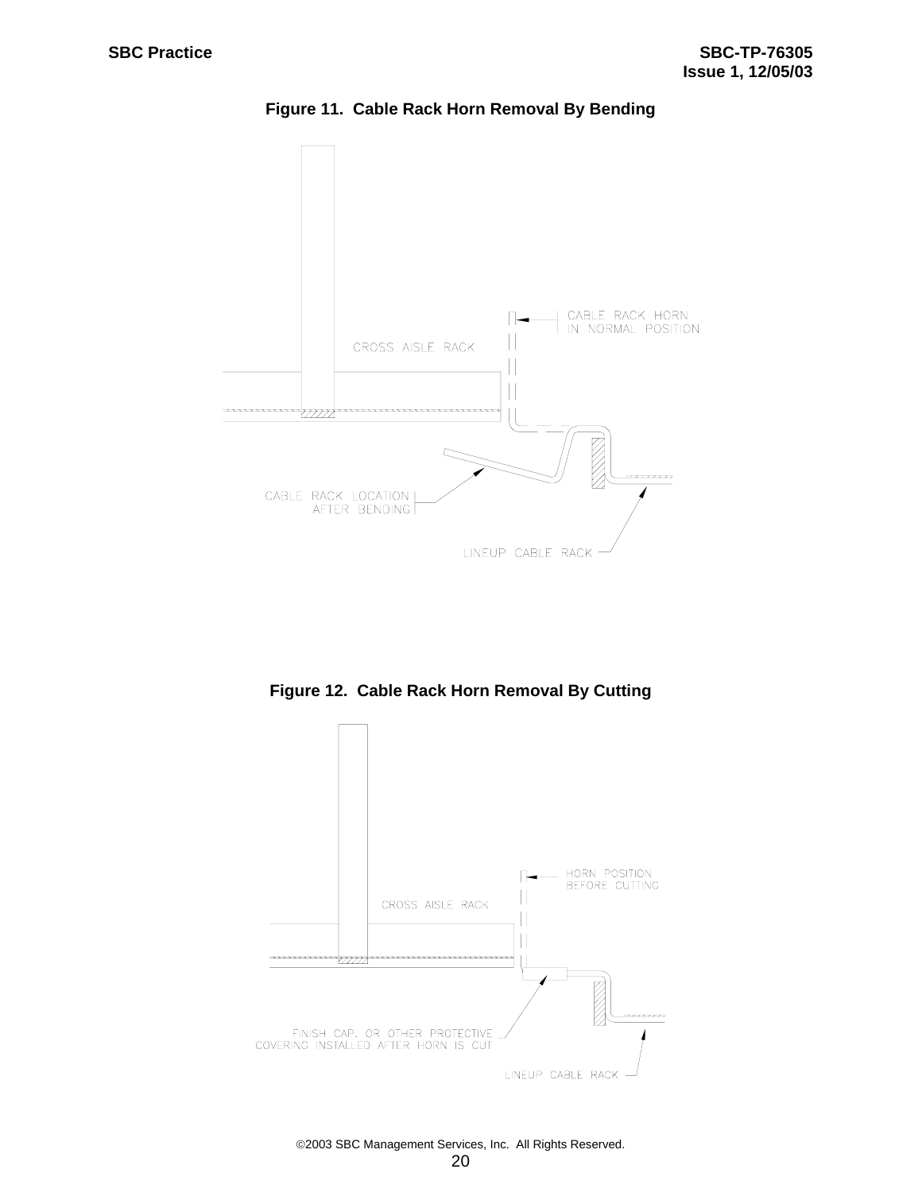**Figure 11. Cable Rack Horn Removal By Bending**

CABLE RACK HORN
IN NORMAL POSITION

CROSS AISLE RACK

CABLE RACK LOCATION
AFTER BENDING

LINEUP CABLE RACK

**Figure 12. Cable Rack Horn Removal By Cutting**

HORN POSITION
BEFORE CUTTING

CROSS AISLE RACK

FINISH CAP, OR OTHER PROTECTIVE
COVERING INSTALLED AFTER HORN IS CUT

LINEUP CABLE RACK

©2003 SBC Management Services, Inc. All Rights Reserved.